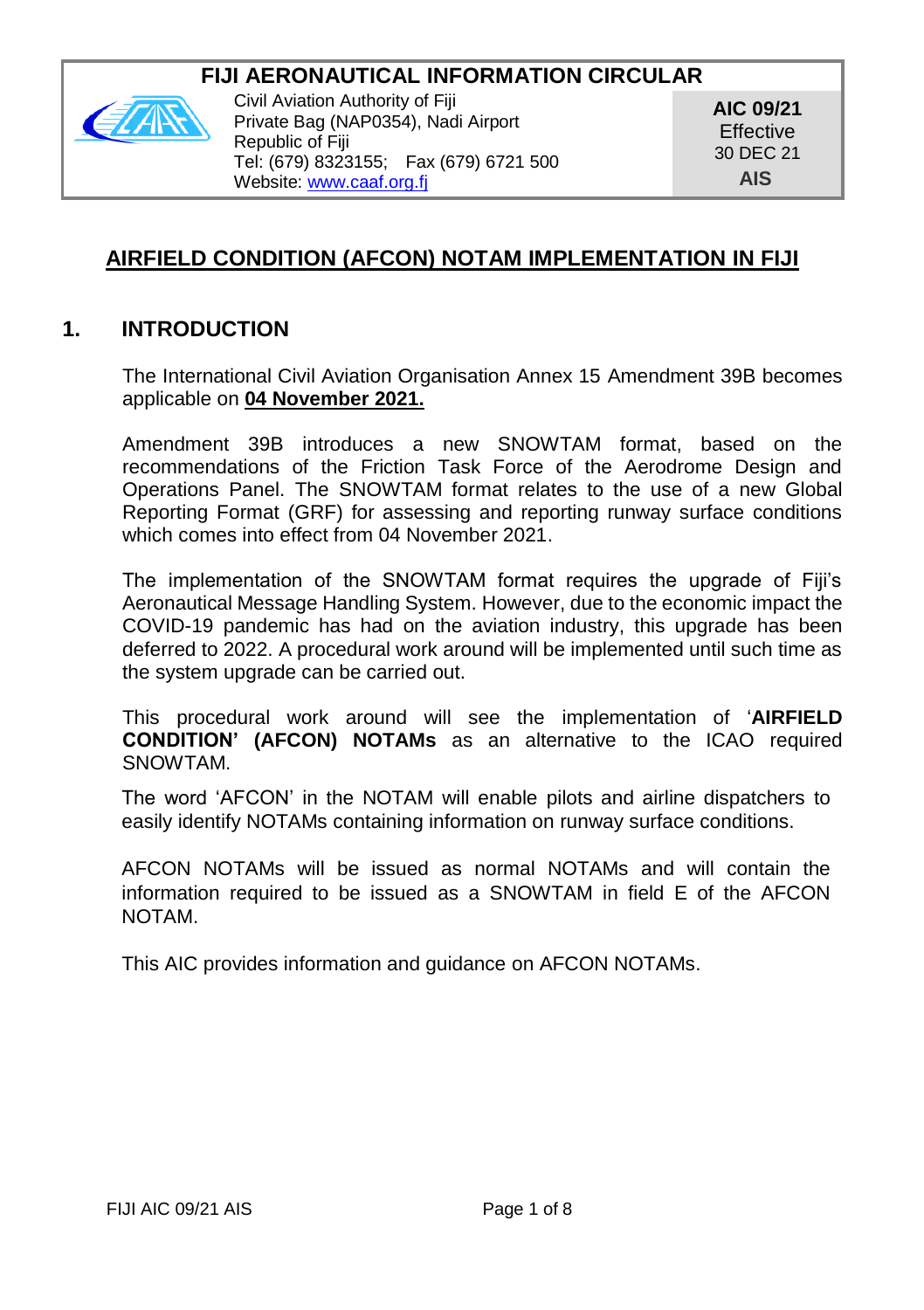**FIJI AERONAUTICAL INFORMATION CIRCULAR**

Civil Aviation Authority of Fiji
Private Bag (NAP0354), Nadi Airport
Republic of Fiji
Tel: (679) 8323155; Fax (679) 6721 500
Website: www.caaf.org.fj

**AIC 09/21**
Effective
30 DEC 21
**AIS**

# AIRFIELD CONDITION (AFCON) NOTAM IMPLEMENTATION IN FIJI

## 1. INTRODUCTION

The International Civil Aviation Organisation Annex 15 Amendment 39B becomes applicable on **04 November 2021.**

Amendment 39B introduces a new SNOWTAM format, based on the recommendations of the Friction Task Force of the Aerodrome Design and Operations Panel. The SNOWTAM format relates to the use of a new Global Reporting Format (GRF) for assessing and reporting runway surface conditions which comes into effect from 04 November 2021.

The implementation of the SNOWTAM format requires the upgrade of Fiji's Aeronautical Message Handling System. However, due to the economic impact the COVID-19 pandemic has had on the aviation industry, this upgrade has been deferred to 2022. A procedural work around will be implemented until such time as the system upgrade can be carried out.

This procedural work around will see the implementation of '**AIRFIELD CONDITION' (AFCON) NOTAMs** as an alternative to the ICAO required SNOWTAM.

The word 'AFCON' in the NOTAM will enable pilots and airline dispatchers to easily identify NOTAMs containing information on runway surface conditions.

AFCON NOTAMs will be issued as normal NOTAMs and will contain the information required to be issued as a SNOWTAM in field E of the AFCON NOTAM.

This AIC provides information and guidance on AFCON NOTAMs.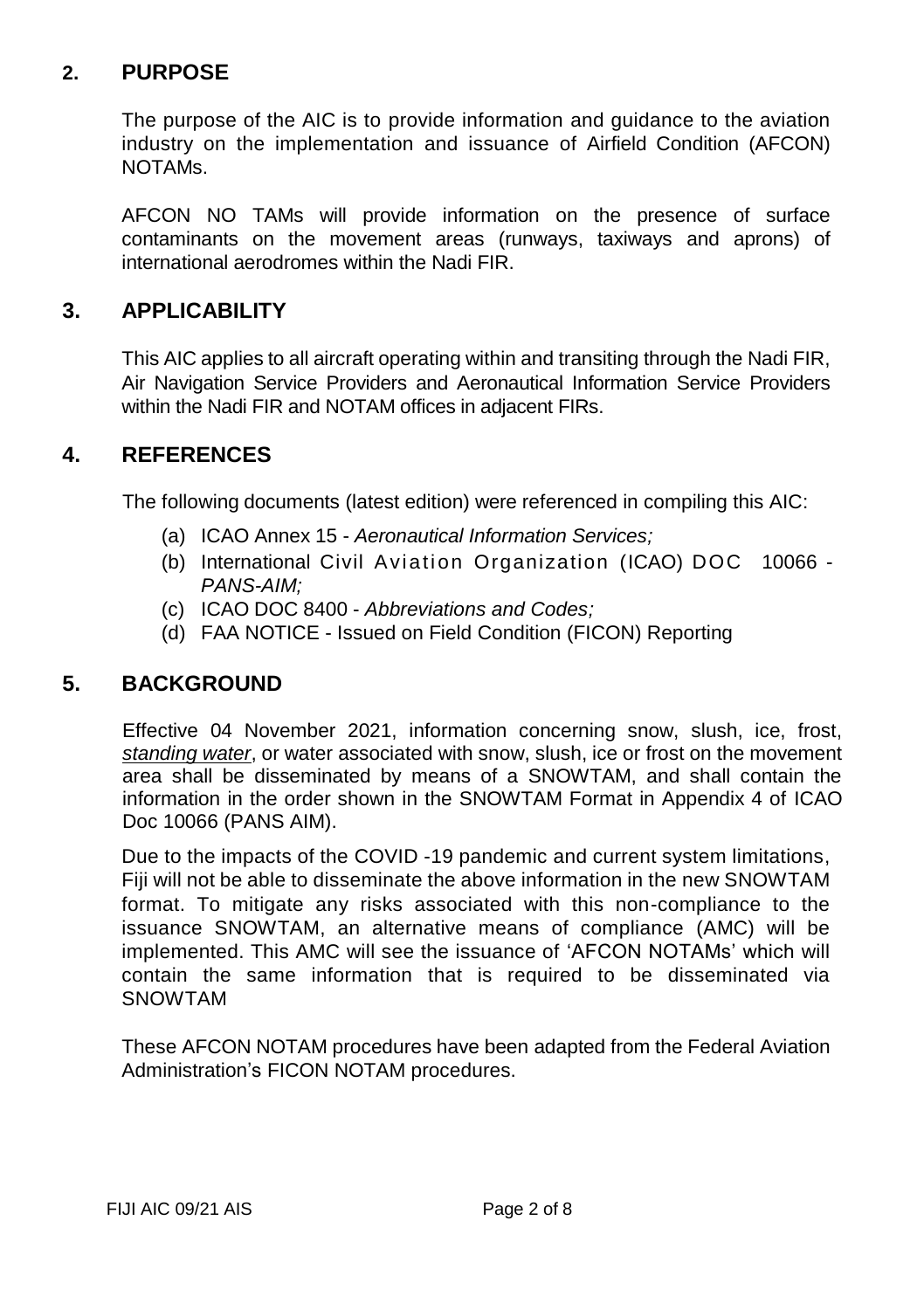## 2. PURPOSE

The purpose of the AIC is to provide information and guidance to the aviation industry on the implementation and issuance of Airfield Condition (AFCON) NOTAMs.

AFCON NO TAMs will provide information on the presence of surface contaminants on the movement areas (runways, taxiways and aprons) of international aerodromes within the Nadi FIR.

## 3. APPLICABILITY

This AIC applies to all aircraft operating within and transiting through the Nadi FIR, Air Navigation Service Providers and Aeronautical Information Service Providers within the Nadi FIR and NOTAM offices in adjacent FIRs.

## 4. REFERENCES

The following documents (latest edition) were referenced in compiling this AIC:

(a) ICAO Annex 15 - *Aeronautical Information Services;*
(b) International Civil Aviation Organization (ICAO) DOC 10066 - *PANS-AIM;*
(c) ICAO DOC 8400 - *Abbreviations and Codes;*
(d) FAA NOTICE - Issued on Field Condition (FICON) Reporting

## 5. BACKGROUND

Effective 04 November 2021, information concerning snow, slush, ice, frost, ***standing water***, or water associated with snow, slush, ice or frost on the movement area shall be disseminated by means of a SNOWTAM, and shall contain the information in the order shown in the SNOWTAM Format in Appendix 4 of ICAO Doc 10066 (PANS AIM).

Due to the impacts of the COVID -19 pandemic and current system limitations, Fiji will not be able to disseminate the above information in the new SNOWTAM format. To mitigate any risks associated with this non-compliance to the issuance SNOWTAM, an alternative means of compliance (AMC) will be implemented. This AMC will see the issuance of 'AFCON NOTAMs' which will contain the same information that is required to be disseminated via SNOWTAM

These AFCON NOTAM procedures have been adapted from the Federal Aviation Administration's FICON NOTAM procedures.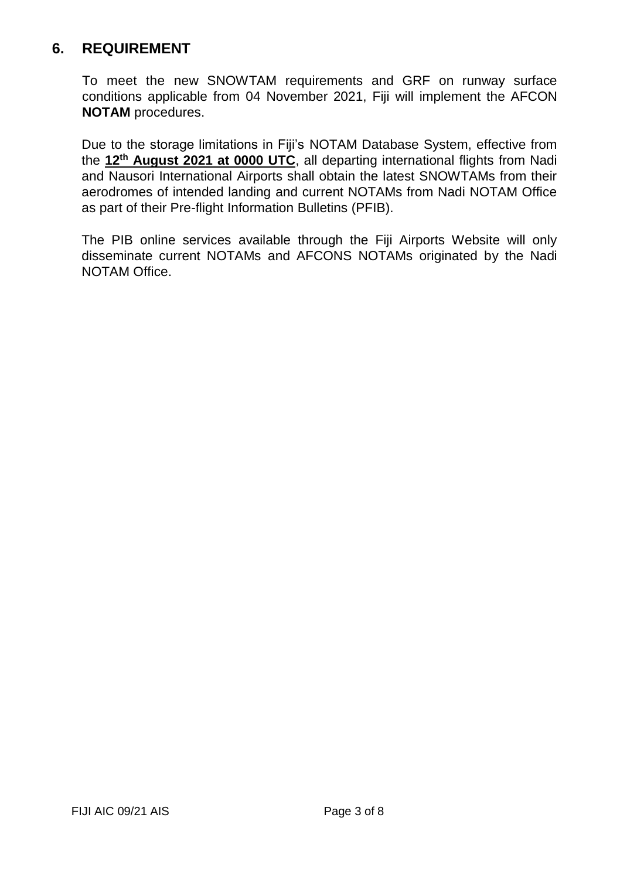## 6. REQUIREMENT

To meet the new SNOWTAM requirements and GRF on runway surface conditions applicable from 04 November 2021, Fiji will implement the AFCON **NOTAM** procedures.

Due to the storage limitations in Fiji's NOTAM Database System, effective from the **12th August 2021 at 0000 UTC**, all departing international flights from Nadi and Nausori International Airports shall obtain the latest SNOWTAMs from their aerodromes of intended landing and current NOTAMs from Nadi NOTAM Office as part of their Pre-flight Information Bulletins (PFIB).

The PIB online services available through the Fiji Airports Website will only disseminate current NOTAMs and AFCONS NOTAMs originated by the Nadi NOTAM Office.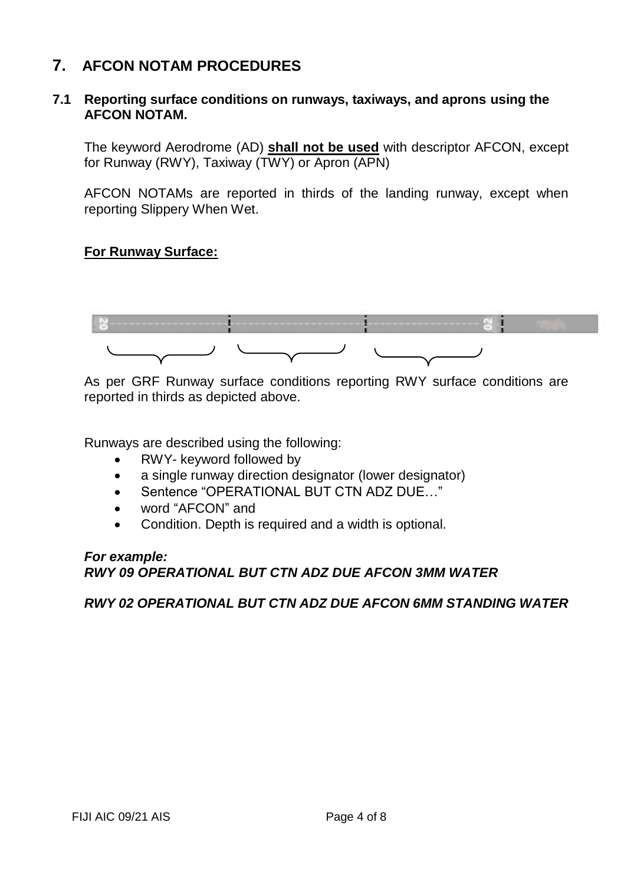# 7. AFCON NOTAM PROCEDURES

## 7.1 Reporting surface conditions on runways, taxiways, and aprons using the AFCON NOTAM.

The keyword Aerodrome (AD) **shall not be used** with descriptor AFCON, except for Runway (RWY), Taxiway (TWY) or Apron (APN)

AFCON NOTAMs are reported in thirds of the landing runway, except when reporting Slippery When Wet.

**For Runway Surface:**

As per GRF Runway surface conditions reporting RWY surface conditions are reported in thirds as depicted above.

Runways are described using the following:

- RWY- keyword followed by
- a single runway direction designator (lower designator)
- Sentence "OPERATIONAL BUT CTN ADZ DUE…"
- word "AFCON" and
- Condition. Depth is required and a width is optional.

***For example:***
***RWY 09 OPERATIONAL BUT CTN ADZ DUE AFCON 3MM WATER***

***RWY 02 OPERATIONAL BUT CTN ADZ DUE AFCON 6MM STANDING WATER***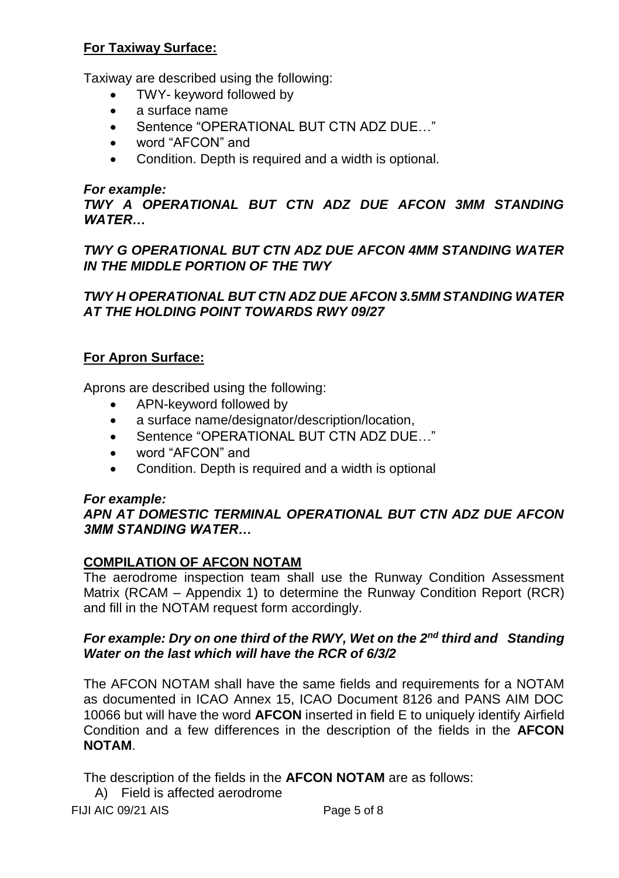**For Taxiway Surface:**

Taxiway are described using the following:

- TWY- keyword followed by
- a surface name
- Sentence "OPERATIONAL BUT CTN ADZ DUE…"
- word "AFCON" and
- Condition. Depth is required and a width is optional.

***For example:***

***TWY A OPERATIONAL BUT CTN ADZ DUE AFCON 3MM STANDING WATER…***

***TWY G OPERATIONAL BUT CTN ADZ DUE AFCON 4MM STANDING WATER IN THE MIDDLE PORTION OF THE TWY***

***TWY H OPERATIONAL BUT CTN ADZ DUE AFCON 3.5MM STANDING WATER AT THE HOLDING POINT TOWARDS RWY 09/27***

**For Apron Surface:**

Aprons are described using the following:

- APN-keyword followed by
- a surface name/designator/description/location,
- Sentence "OPERATIONAL BUT CTN ADZ DUE…"
- word "AFCON" and
- Condition. Depth is required and a width is optional

***For example:***

***APN AT DOMESTIC TERMINAL OPERATIONAL BUT CTN ADZ DUE AFCON 3MM STANDING WATER…***

**COMPILATION OF AFCON NOTAM**

The aerodrome inspection team shall use the Runway Condition Assessment Matrix (RCAM – Appendix 1) to determine the Runway Condition Report (RCR) and fill in the NOTAM request form accordingly.

***For example: Dry on one third of the RWY, Wet on the 2nd third and Standing Water on the last which will have the RCR of 6/3/2***

The AFCON NOTAM shall have the same fields and requirements for a NOTAM as documented in ICAO Annex 15, ICAO Document 8126 and PANS AIM DOC 10066 but will have the word **AFCON** inserted in field E to uniquely identify Airfield Condition and a few differences in the description of the fields in the **AFCON NOTAM**.

The description of the fields in the **AFCON NOTAM** are as follows:

A) Field is affected aerodrome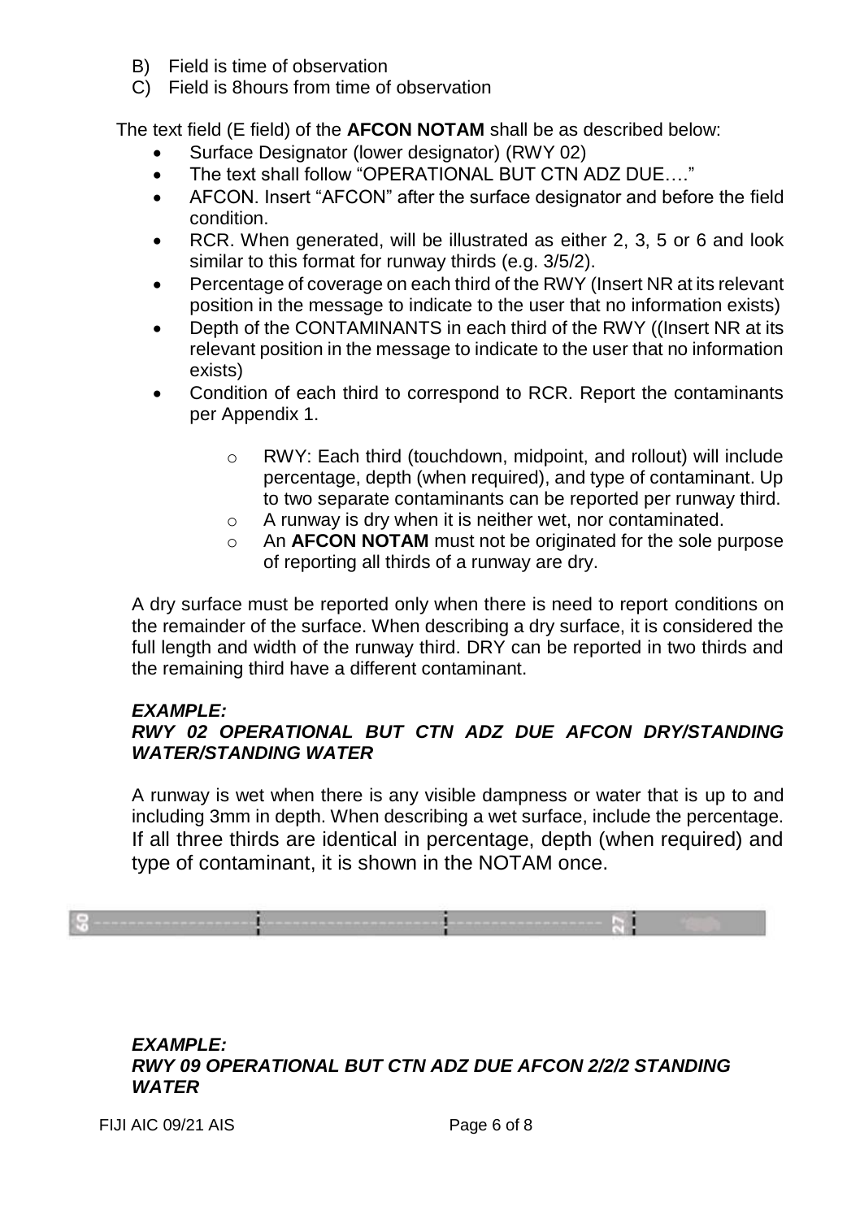B) Field is time of observation
C) Field is 8hours from time of observation

The text field (E field) of the **AFCON NOTAM** shall be as described below:

- Surface Designator (lower designator) (RWY 02)
- The text shall follow "OPERATIONAL BUT CTN ADZ DUE…."
- AFCON. Insert "AFCON" after the surface designator and before the field condition.
- RCR. When generated, will be illustrated as either 2, 3, 5 or 6 and look similar to this format for runway thirds (e.g. 3/5/2).
- Percentage of coverage on each third of the RWY (Insert NR at its relevant position in the message to indicate to the user that no information exists)
- Depth of the CONTAMINANTS in each third of the RWY ((Insert NR at its relevant position in the message to indicate to the user that no information exists)
- Condition of each third to correspond to RCR. Report the contaminants per Appendix 1.
  - RWY: Each third (touchdown, midpoint, and rollout) will include percentage, depth (when required), and type of contaminant. Up to two separate contaminants can be reported per runway third.
  - A runway is dry when it is neither wet, nor contaminated.
  - An **AFCON NOTAM** must not be originated for the sole purpose of reporting all thirds of a runway are dry.

A dry surface must be reported only when there is need to report conditions on the remainder of the surface. When describing a dry surface, it is considered the full length and width of the runway third. DRY can be reported in two thirds and the remaining third have a different contaminant.

***EXAMPLE:***
***RWY 02 OPERATIONAL BUT CTN ADZ DUE AFCON DRY/STANDING WATER/STANDING WATER***

A runway is wet when there is any visible dampness or water that is up to and including 3mm in depth. When describing a wet surface, include the percentage. If all three thirds are identical in percentage, depth (when required) and type of contaminant, it is shown in the NOTAM once.

***EXAMPLE:***
***RWY 09 OPERATIONAL BUT CTN ADZ DUE AFCON 2/2/2 STANDING WATER***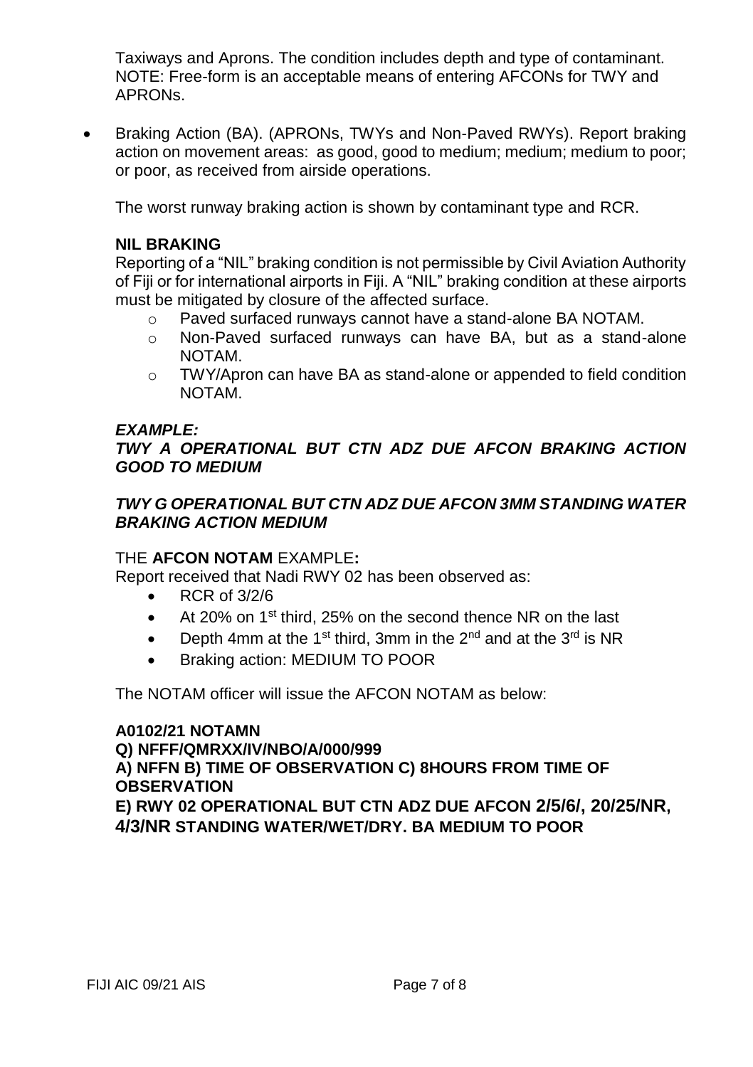Taxiways and Aprons. The condition includes depth and type of contaminant. NOTE: Free-form is an acceptable means of entering AFCONs for TWY and APRONs.

- Braking Action (BA). (APRONs, TWYs and Non-Paved RWYs). Report braking action on movement areas: as good, good to medium; medium; medium to poor; or poor, as received from airside operations.

  The worst runway braking action is shown by contaminant type and RCR.

  **NIL BRAKING**

  Reporting of a "NIL" braking condition is not permissible by Civil Aviation Authority of Fiji or for international airports in Fiji. A "NIL" braking condition at these airports must be mitigated by closure of the affected surface.

  - Paved surfaced runways cannot have a stand-alone BA NOTAM.
  - Non-Paved surfaced runways can have BA, but as a stand-alone NOTAM.
  - TWY/Apron can have BA as stand-alone or appended to field condition NOTAM.

  ***EXAMPLE:***

  ***TWY A OPERATIONAL BUT CTN ADZ DUE AFCON BRAKING ACTION GOOD TO MEDIUM***

  ***TWY G OPERATIONAL BUT CTN ADZ DUE AFCON 3MM STANDING WATER BRAKING ACTION MEDIUM***

  THE **AFCON NOTAM** EXAMPLE**:**

  Report received that Nadi RWY 02 has been observed as:

  - RCR of 3/2/6
  - At 20% on 1st third, 25% on the second thence NR on the last
  - Depth 4mm at the 1st third, 3mm in the 2nd and at the 3rd is NR
  - Braking action: MEDIUM TO POOR

  The NOTAM officer will issue the AFCON NOTAM as below:

  **A0102/21 NOTAMN**

  **Q) NFFF/QMRXX/IV/NBO/A/000/999**

  **A) NFFN B) TIME OF OBSERVATION C) 8HOURS FROM TIME OF OBSERVATION**

  **E) RWY 02 OPERATIONAL BUT CTN ADZ DUE AFCON 2/5/6/, 20/25/NR, 4/3/NR STANDING WATER/WET/DRY. BA MEDIUM TO POOR**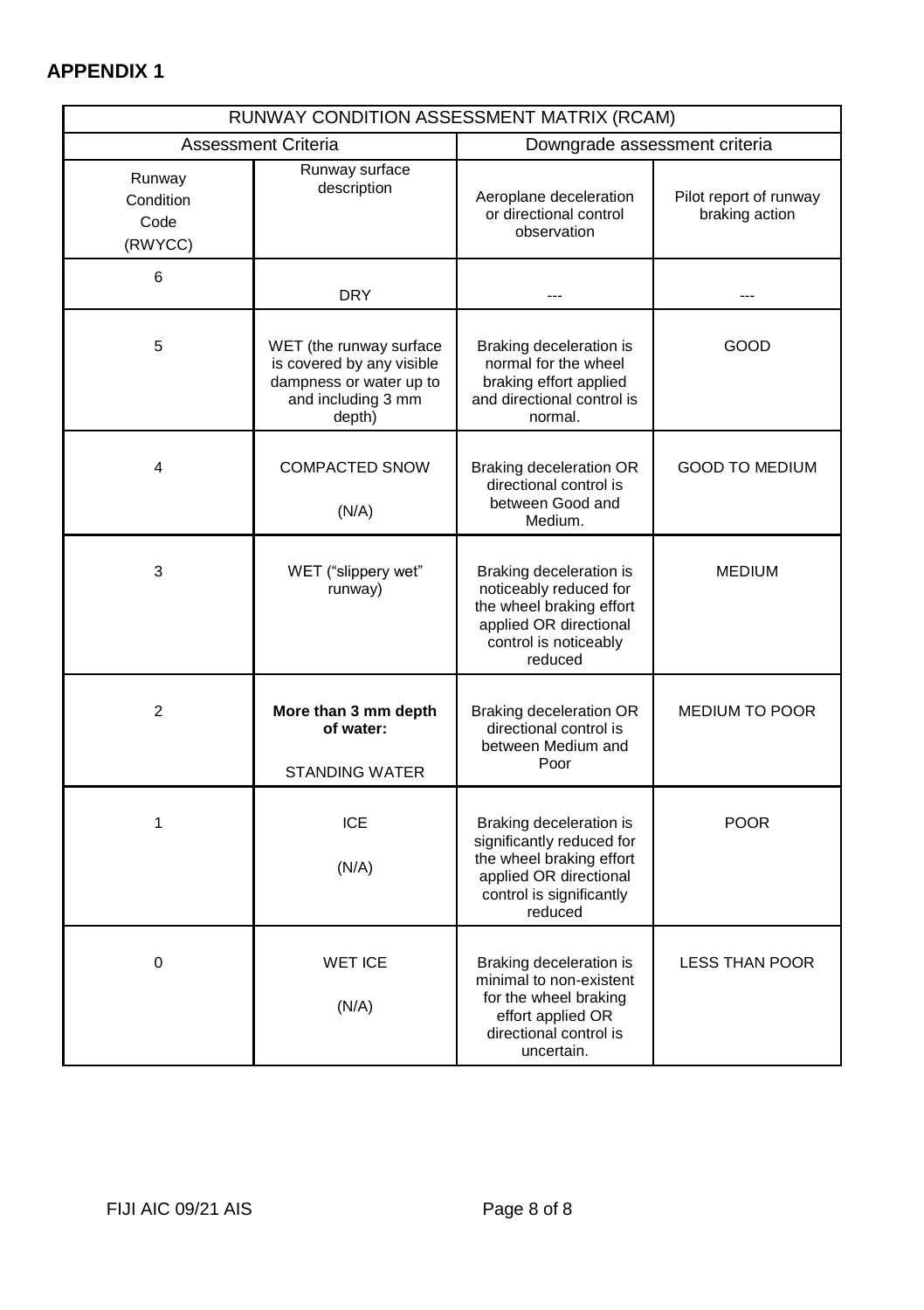## APPENDIX 1

| RUNWAY CONDITION ASSESSMENT MATRIX (RCAM) | | | |
|---|---|---|---|
| Assessment Criteria | | Downgrade assessment criteria | |
| Runway Condition Code (RWYCC) | Runway surface description | Aeroplane deceleration or directional control observation | Pilot report of runway braking action |
| 6 | DRY | --- | --- |
| 5 | WET (the runway surface is covered by any visible dampness or water up to and including 3 mm depth) | Braking deceleration is normal for the wheel braking effort applied and directional control is normal. | GOOD |
| 4 | COMPACTED SNOW<br>(N/A) | Braking deceleration OR directional control is between Good and Medium. | GOOD TO MEDIUM |
| 3 | WET ("slippery wet" runway) | Braking deceleration is noticeably reduced for the wheel braking effort applied OR directional control is noticeably reduced | MEDIUM |
| 2 | **More than 3 mm depth of water:**<br>STANDING WATER | Braking deceleration OR directional control is between Medium and Poor | MEDIUM TO POOR |
| 1 | ICE<br>(N/A) | Braking deceleration is significantly reduced for the wheel braking effort applied OR directional control is significantly reduced | POOR |
| 0 | WET ICE<br>(N/A) | Braking deceleration is minimal to non-existent for the wheel braking effort applied OR directional control is uncertain. | LESS THAN POOR |

FIJI AIC 09/21 AIS